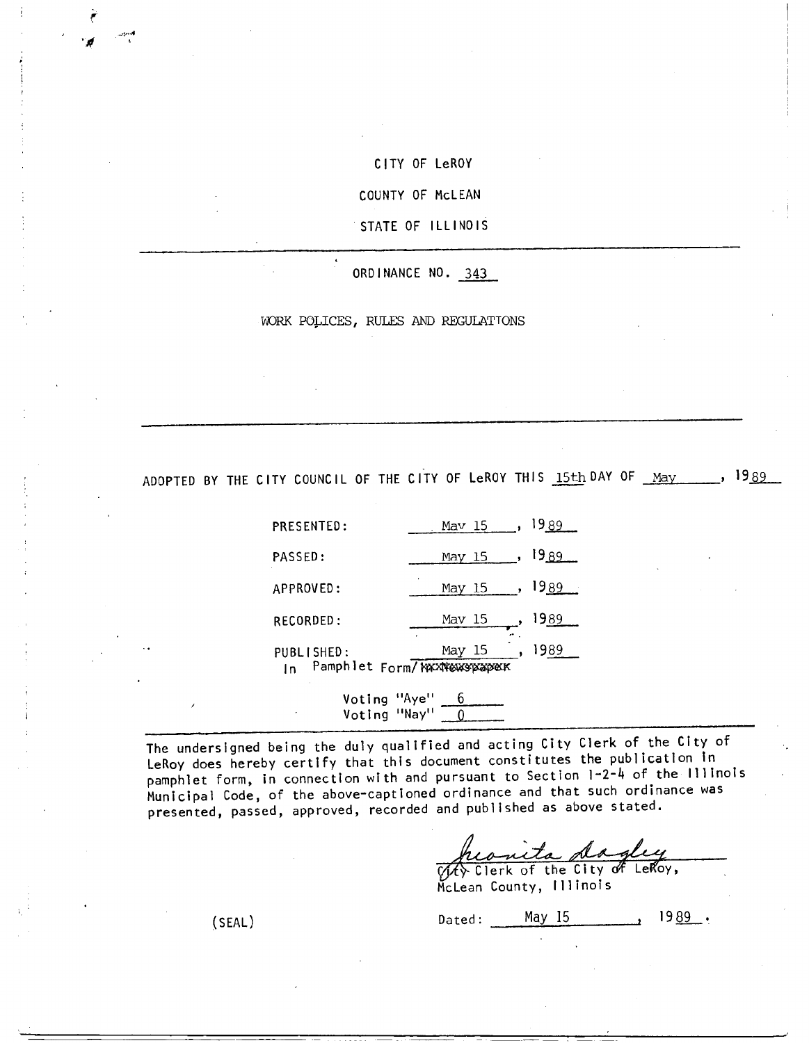CITY OF LeROY

COUNTY OF McLEAN

STATE OF ILLINOIS

ORDINANCE NO. 343

WORK POLICES, RULES AND REGULATIONS

ADOPTED BY THE CITY COUNCIL OF THE CITY OF LeROY THIS 15th DAY OF May, 1989

PRESENTED: May 15, 1989

PASSED: May 15, 1989

APPROVED: May 15, 1989

RECORDED: May 15, 1989

PUBLISHED: May 15, 1989
In Pamphlet Form/~~In Newspaper~~

Voting "Aye" 6
Voting "Nay" 0

The undersigned being the duly qualified and acting City Clerk of the City of LeRoy does hereby certify that this document constitutes the publication in pamphlet form, in connection with and pursuant to Section 1-2-4 of the Illinois Municipal Code, of the above-captioned ordinance and that such ordinance was presented, passed, approved, recorded and published as above stated.

Juanita Dagley
City Clerk of the City of LeRoy,
McLean County, Illinois

(SEAL)

Dated: May 15, 1989.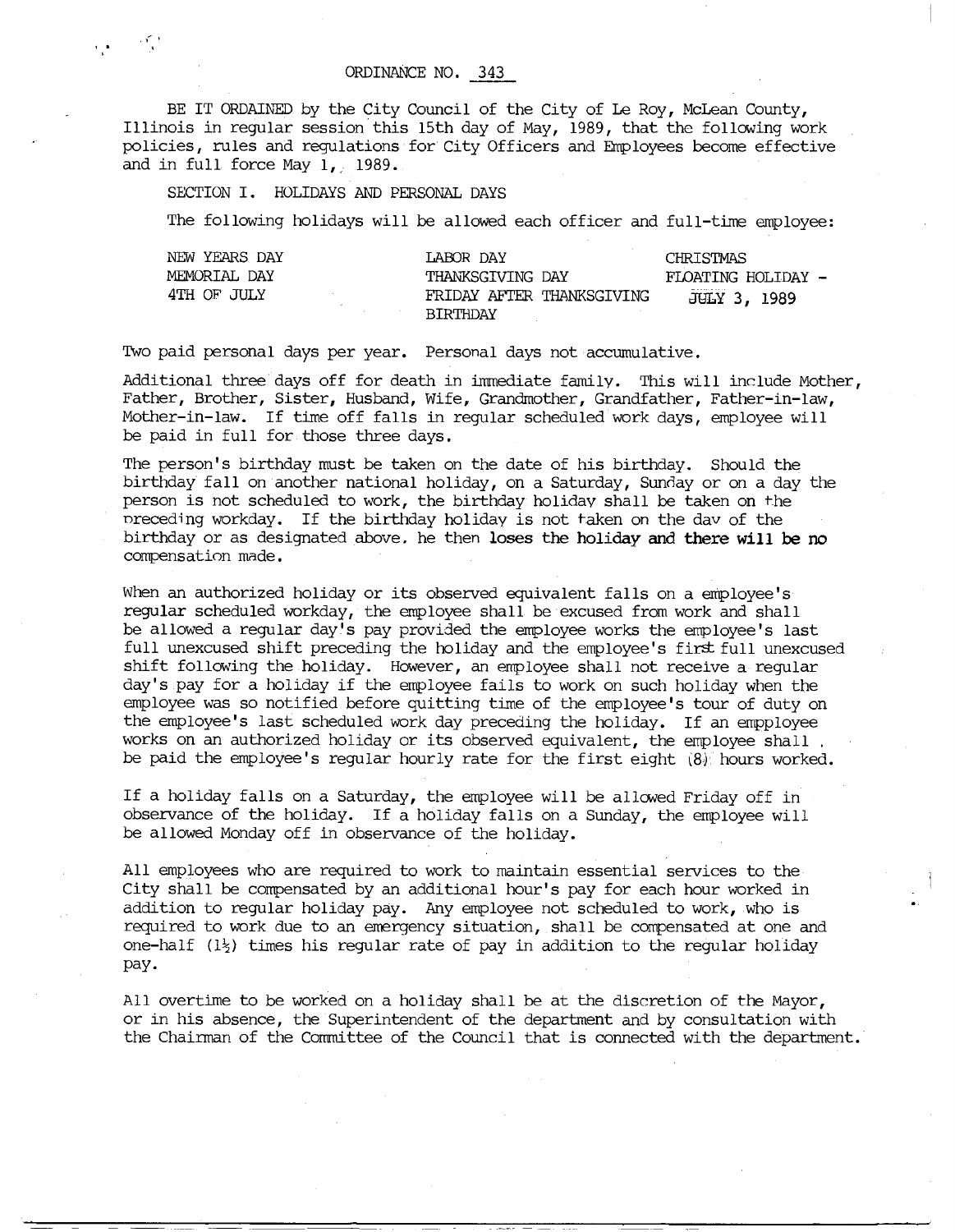ORDINANCE NO. 343

BE IT ORDAINED by the City Council of the City of Le Roy, McLean County, Illinois in regular session this 15th day of May, 1989, that the following work policies, rules and regulations for City Officers and Employees become effective and in full force May 1, 1989.

SECTION I. HOLIDAYS AND PERSONAL DAYS

The following holidays will be allowed each officer and full-time employee:

| | | |
|---|---|---|
| NEW YEARS DAY | LABOR DAY | CHRISTMAS |
| MEMORIAL DAY | THANKSGIVING DAY | FLOATING HOLIDAY - |
| 4TH OF JULY | FRIDAY AFTER THANKSGIVING | JULY 3, 1989 |
| | BIRTHDAY | |

Two paid personal days per year. Personal days not accumulative.

Additional three days off for death in immediate family. This will include Mother, Father, Brother, Sister, Husband, Wife, Grandmother, Grandfather, Father-in-law, Mother-in-law. If time off falls in regular scheduled work days, employee will be paid in full for those three days.

The person's birthday must be taken on the date of his birthday. Should the birthday fall on another national holiday, on a Saturday, Sunday or on a day the person is not scheduled to work, the birthday holiday shall be taken on the preceding workday. If the birthday holiday is not taken on the day of the birthday or as designated above, he then **loses the holiday and there will be no** compensation made.

When an authorized holiday or its observed equivalent falls on a employee's regular scheduled workday, the employee shall be excused from work and shall be allowed a regular day's pay provided the employee works the employee's last full unexcused shift preceding the holiday and the employee's first full unexcused shift following the holiday. However, an employee shall not receive a regular day's pay for a holiday if the employee fails to work on such holiday when the employee was so notified before quitting time of the employee's tour of duty on the employee's last scheduled work day preceding the holiday. If an empployee works on an authorized holiday or its observed equivalent, the employee shall be paid the employee's regular hourly rate for the first eight (8) hours worked.

If a holiday falls on a Saturday, the employee will be allowed Friday off in observance of the holiday. If a holiday falls on a Sunday, the employee will be allowed Monday off in observance of the holiday.

All employees who are required to work to maintain essential services to the City shall be compensated by an additional hour's pay for each hour worked in addition to regular holiday pay. Any employee not scheduled to work, who is required to work due to an emergency situation, shall be compensated at one and one-half ($1\frac{1}{2}$) times his regular rate of pay in addition to the regular holiday pay.

All overtime to be worked on a holiday shall be at the discretion of the Mayor, or in his absence, the Superintendent of the department and by consultation with the Chairman of the Committee of the Council that is connected with the department.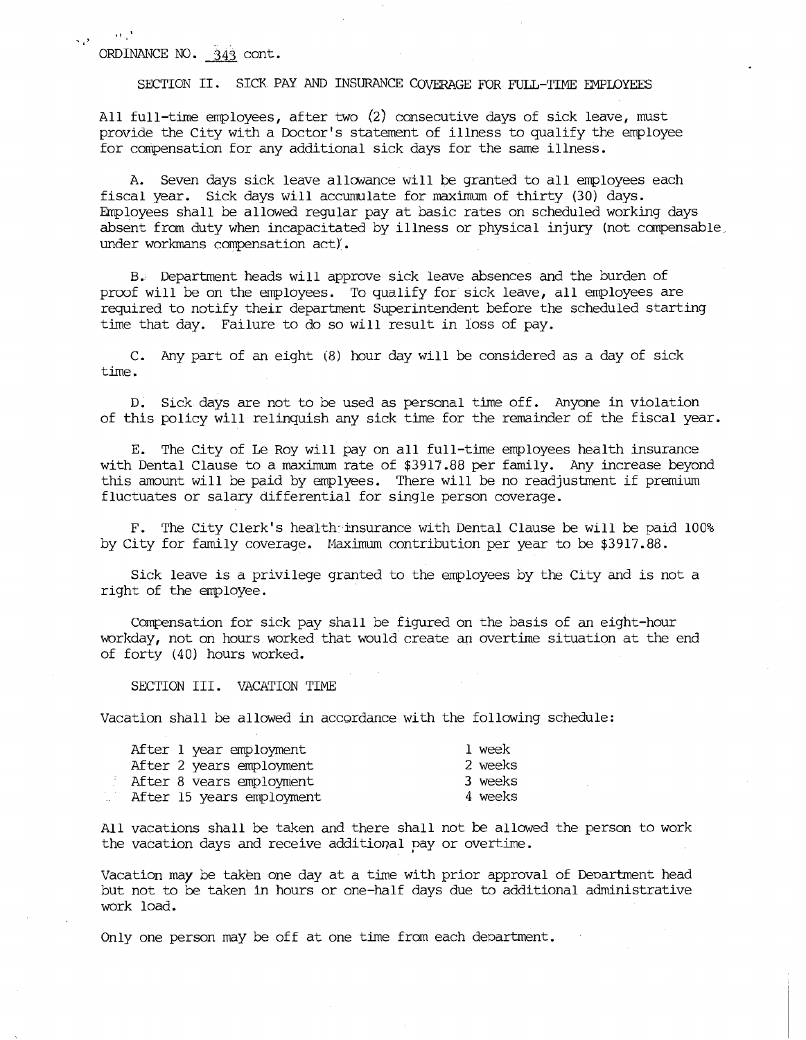ORDINANCE NO. 343 cont.

SECTION II. SICK PAY AND INSURANCE COVERAGE FOR FULL-TIME EMPLOYEES

All full-time employees, after two (2) consecutive days of sick leave, must provide the City with a Doctor's statement of illness to qualify the employee for compensation for any additional sick days for the same illness.

A. Seven days sick leave allowance will be granted to all employees each fiscal year. Sick days will accumulate for maximum of thirty (30) days. Employees shall be allowed regular pay at basic rates on scheduled working days absent from duty when incapacitated by illness or physical injury (not compensable under workmans compensation act).

B. Department heads will approve sick leave absences and the burden of proof will be on the employees. To qualify for sick leave, all employees are required to notify their department Superintendent before the scheduled starting time that day. Failure to do so will result in loss of pay.

C. Any part of an eight (8) hour day will be considered as a day of sick time.

D. Sick days are not to be used as personal time off. Anyone in violation of this policy will relinquish any sick time for the remainder of the fiscal year.

E. The City of Le Roy will pay on all full-time employees health insurance with Dental Clause to a maximum rate of $3917.88 per family. Any increase beyond this amount will be paid by emplyees. There will be no readjustment if premium fluctuates or salary differential for single person coverage.

F. The City Clerk's health insurance with Dental Clause be will be paid 100% by City for family coverage. Maximum contribution per year to be $3917.88.

Sick leave is a privilege granted to the employees by the City and is not a right of the employee.

Compensation for sick pay shall be figured on the basis of an eight-hour workday, not on hours worked that would create an overtime situation at the end of forty (40) hours worked.

SECTION III. VACATION TIME

Vacation shall be allowed in accordance with the following schedule:

| | |
|---|---|
| After 1 year employment | 1 week |
| After 2 years employment | 2 weeks |
| After 8 years employment | 3 weeks |
| After 15 years employment | 4 weeks |

All vacations shall be taken and there shall not be allowed the person to work the vacation days and receive additional pay or overtime.

Vacation may be taken one day at a time with prior approval of Department head but not to be taken in hours or one-half days due to additional administrative work load.

Only one person may be off at one time from each department.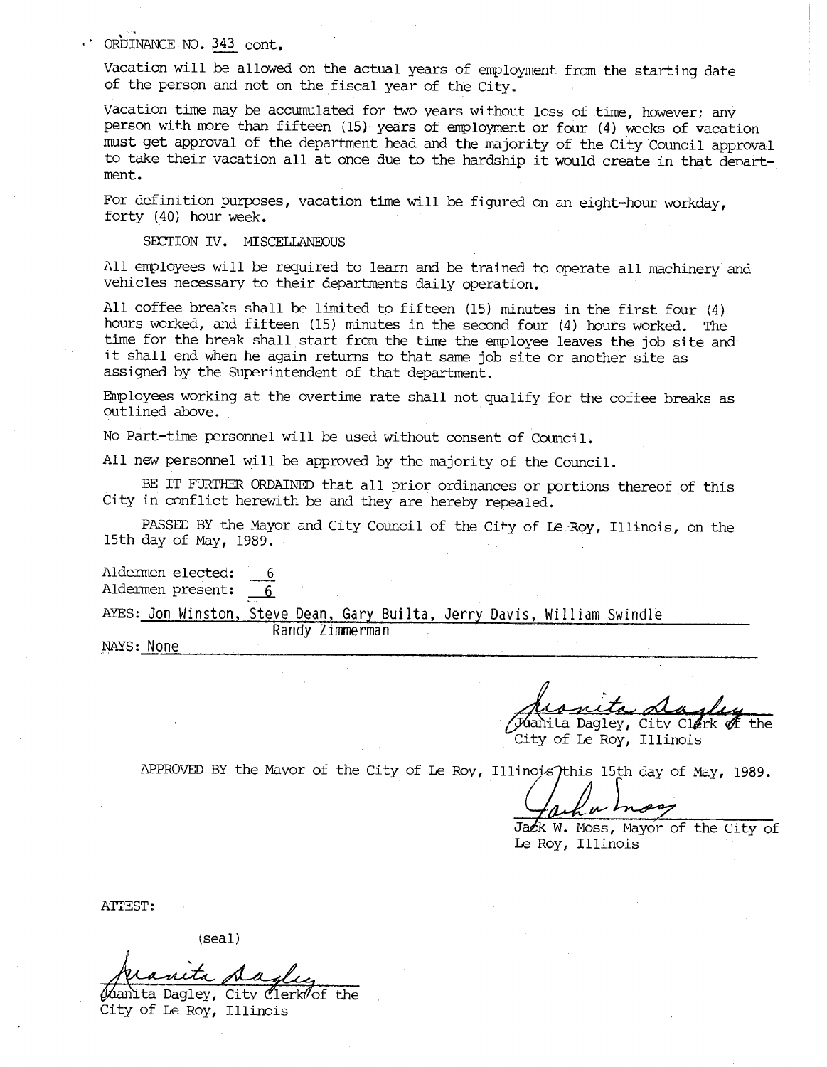ORDINANCE NO. 343 cont.

Vacation will be allowed on the actual years of employment from the starting date of the person and not on the fiscal year of the City.

Vacation time may be accumulated for two years without loss of time, however; any person with more than fifteen (15) years of employment or four (4) weeks of vacation must get approval of the department head and the majority of the City Council approval to take their vacation all at once due to the hardship it would create in that department.

For definition purposes, vacation time will be figured on an eight-hour workday, forty (40) hour week.

SECTION IV. MISCELLANEOUS

All employees will be required to learn and be trained to operate all machinery and vehicles necessary to their departments daily operation.

All coffee breaks shall be limited to fifteen (15) minutes in the first four (4) hours worked, and fifteen (15) minutes in the second four (4) hours worked. The time for the break shall start from the time the employee leaves the job site and it shall end when he again returns to that same job site or another site as assigned by the Superintendent of that department.

Employees working at the overtime rate shall not qualify for the coffee breaks as outlined above.

No Part-time personnel will be used without consent of Council.

All new personnel will be approved by the majority of the Council.

BE IT FURTHER ORDAINED that all prior ordinances or portions thereof of this City in conflict herewith be and they are hereby repealed.

PASSED BY the Mayor and City Council of the City of Le Roy, Illinois, on the 15th day of May, 1989.

Aldermen elected: 6
Aldermen present: 6

AYES: Jon Winston, Steve Dean, Gary Builta, Jerry Davis, William Swindle
Randy Zimmerman

NAYS: None

Juanita Dagley
Juanita Dagley, City Clerk of the
City of Le Roy, Illinois

APPROVED BY the Mayor of the City of Le Roy, Illinois this 15th day of May, 1989.

Jack Moss
Jack W. Moss, Mayor of the City of
Le Roy, Illinois

ATTEST:

(seal)

Juanita Dagley
Juanita Dagley, City Clerk of the
City of Le Roy, Illinois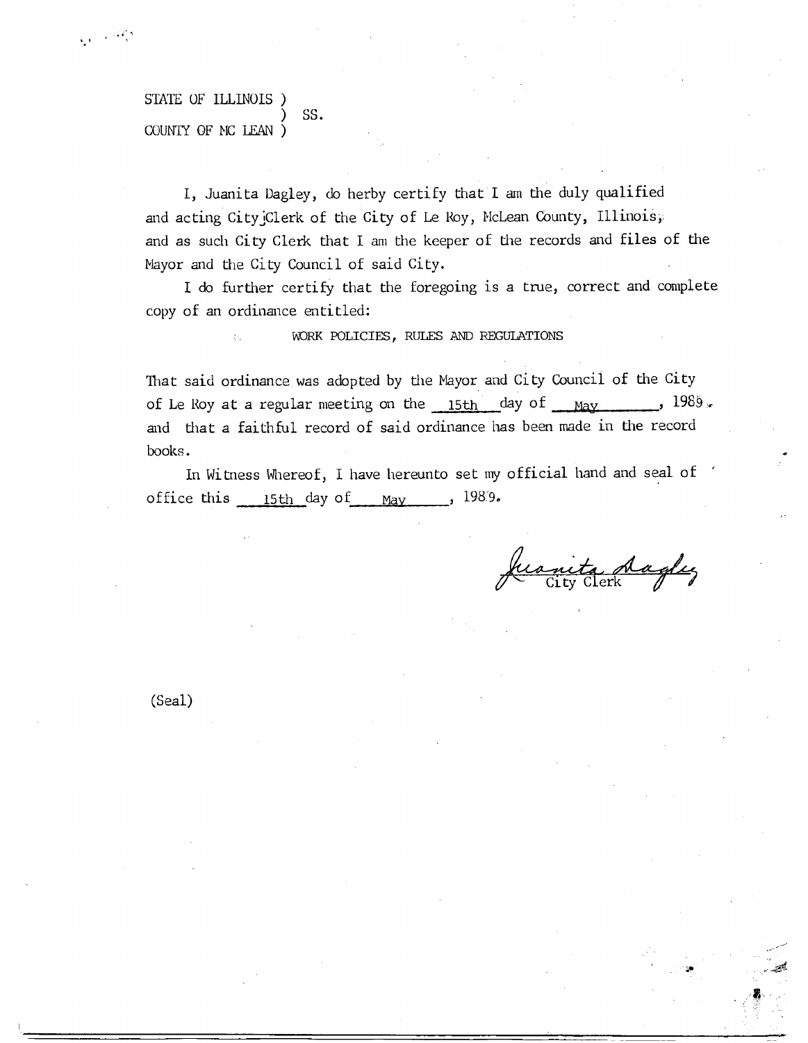STATE OF ILLINOIS )
) SS.
COUNTY OF MC LEAN )

I, Juanita Dagley, do herby certify that I am the duly qualified and acting City Clerk of the City of Le Roy, McLean County, Illinois, and as such City Clerk that I am the keeper of the records and files of the Mayor and the City Council of said City.

I do further certify that the foregoing is a true, correct and complete copy of an ordinance entitled:

WORK POLICIES, RULES AND REGULATIONS

That said ordinance was adopted by the Mayor and City Council of the City of Le Roy at a regular meeting on the 15th day of May, 1989. and that a faithful record of said ordinance has been made in the record books.

In Witness Whereof, I have hereunto set my official hand and seal of office this 15th day of May, 1989.

Juanita Dagley
City Clerk

(Seal)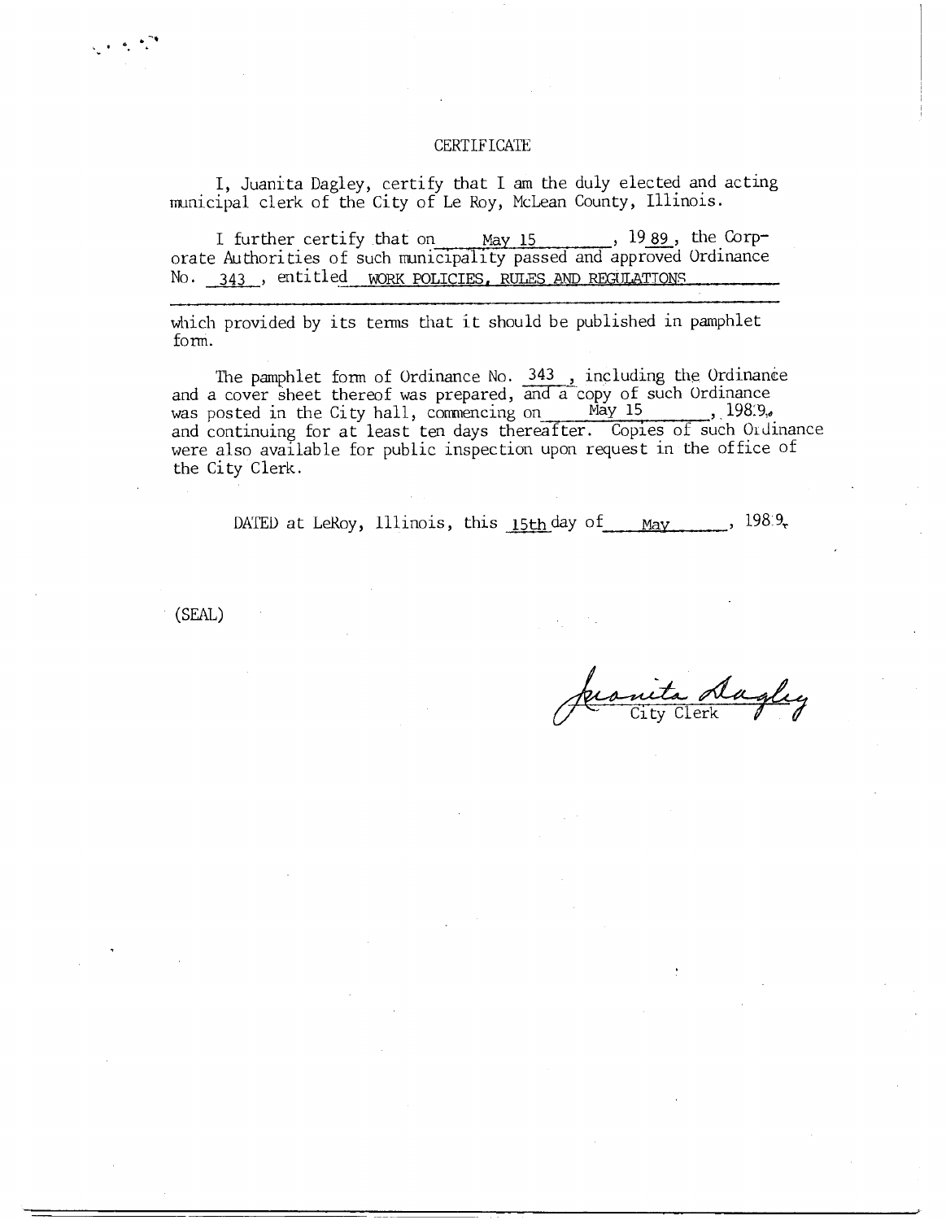# CERTIFICATE

I, Juanita Dagley, certify that I am the duly elected and acting municipal clerk of the City of Le Roy, McLean County, Illinois.

I further certify that on May 15, 19 89, the Corporate Authorities of such municipality passed and approved Ordinance No. 343, entitled WORK POLICIES, RULES AND REGULATIONS

which provided by its terms that it should be published in pamphlet form.

The pamphlet form of Ordinance No. 343, including the Ordinance and a cover sheet thereof was prepared, and a copy of such Ordinance was posted in the City hall, commencing on May 15, 1989, and continuing for at least ten days thereafter. Copies of such Ordinance were also available for public inspection upon request in the office of the City Clerk.

DATED at LeRoy, Illinois, this 15th day of May, 1989.

(SEAL)

Juanita Dagley
City Clerk